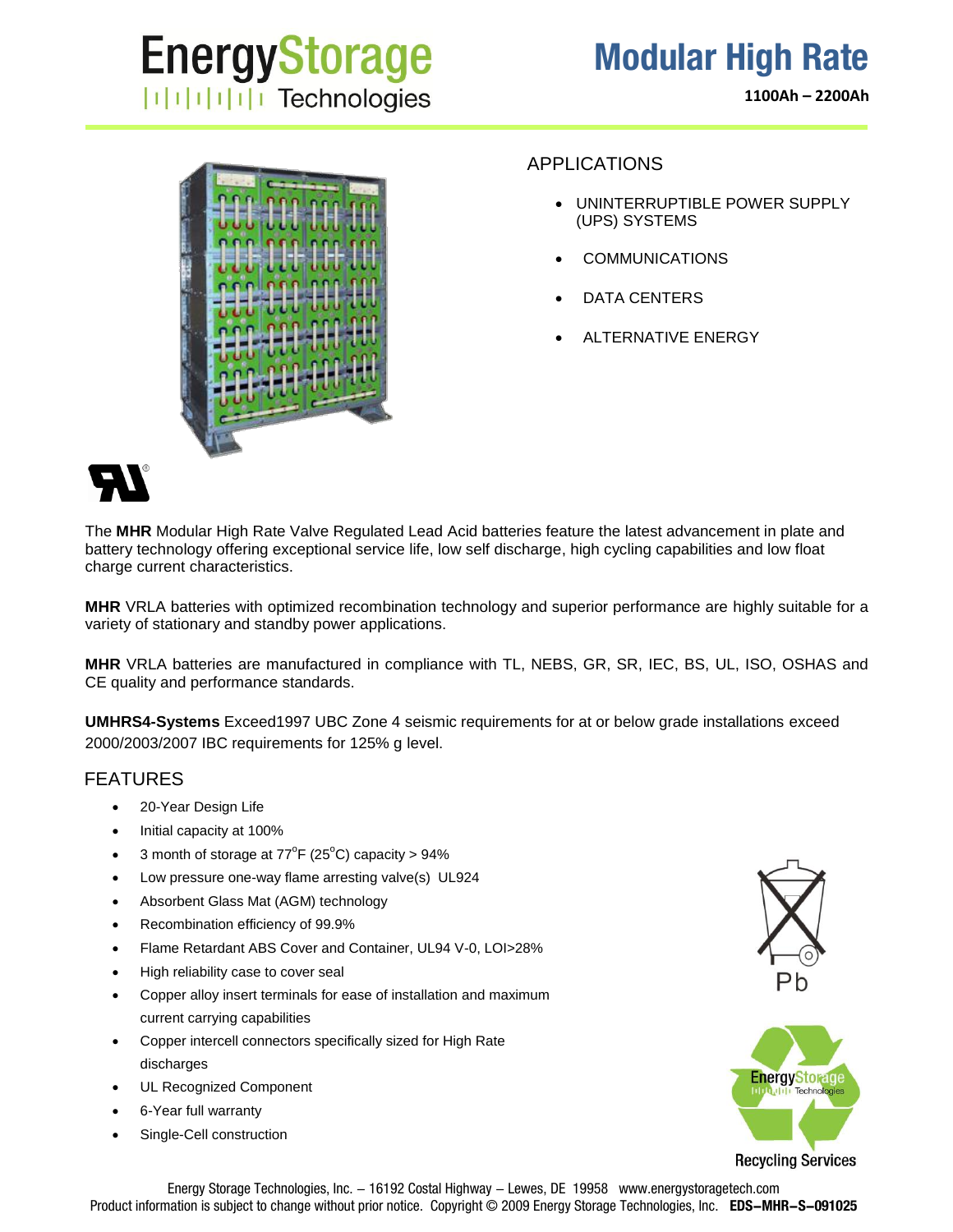# EnergyStorage Technologies

# Modular High Rate

**1100Ah – 2200Ah**

## APPLICATIONS

- UNINTERRUPTIBLE POWER SUPPLY (UPS) SYSTEMS
- COMMUNICATIONS
- DATA CENTERS
- ALTERNATIVE ENERGY

The **MHR** Modular High Rate Valve Regulated Lead Acid batteries feature the latest advancement in plate and battery technology offering exceptional service life, low self discharge, high cycling capabilities and low float charge current characteristics.

**MHR** VRLA batteries with optimized recombination technology and superior performance are highly suitable for a variety of stationary and standby power applications.

**MHR** VRLA batteries are manufactured in compliance with TL, NEBS, GR, SR, IEC, BS, UL, ISO, OSHAS and CE quality and performance standards.

**UMHRS4-Systems** Exceed1997 UBC Zone 4 seismic requirements for at or below grade installations exceed 2000/2003/2007 IBC requirements for 125% g level.

## FEATURES

- 20-Year Design Life
- Initial capacity at 100%
- 3 month of storage at 77°F (25°C) capacity > 94%
- Low pressure one-way flame arresting valve(s) UL924
- Absorbent Glass Mat (AGM) technology
- Recombination efficiency of 99.9%
- Flame Retardant ABS Cover and Container, UL94 V-0, LOI>28%
- High reliability case to cover seal
- Copper alloy insert terminals for ease of installation and maximum current carrying capabilities
- Copper intercell connectors specifically sized for High Rate discharges
- UL Recognized Component
- 6-Year full warranty
- Single-Cell construction

Pb

EnergyStorage Technologies Recycling Services

Energy Storage Technologies, Inc. – 16192 Costal Highway – Lewes, DE 19958 www.energystoragetech.com
Product information is subject to change without prior notice. Copyright © 2009 Energy Storage Technologies, Inc. **EDS–MHR–S–091025**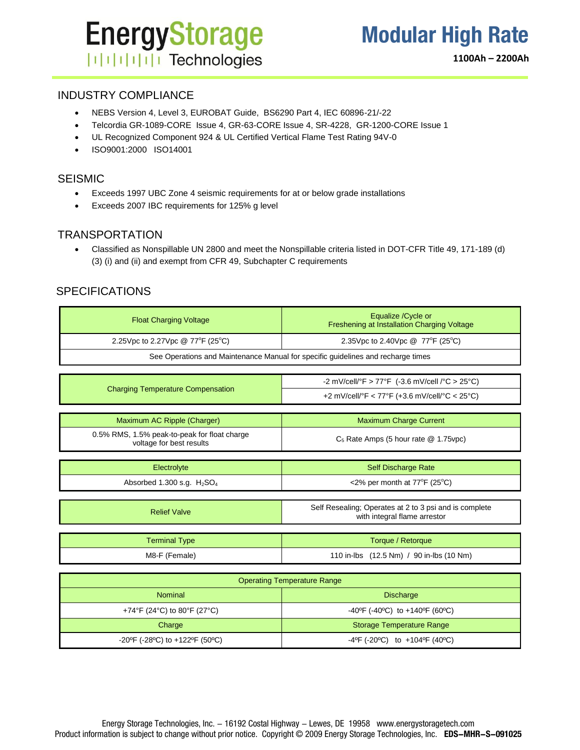# EnergyStorage Technologies

## Modular High Rate

**1100Ah – 2200Ah**

### INDUSTRY COMPLIANCE

- NEBS Version 4, Level 3, EUROBAT Guide, BS6290 Part 4, IEC 60896-21/-22
- Telcordia GR-1089-CORE Issue 4, GR-63-CORE Issue 4, SR-4228, GR-1200-CORE Issue 1
- UL Recognized Component 924 & UL Certified Vertical Flame Test Rating 94V-0
- ISO9001:2000 ISO14001

### SEISMIC

- Exceeds 1997 UBC Zone 4 seismic requirements for at or below grade installations
- Exceeds 2007 IBC requirements for 125% g level

### TRANSPORTATION

- Classified as Nonspillable UN 2800 and meet the Nonspillable criteria listed in DOT-CFR Title 49, 171-189 (d) (3) (i) and (ii) and exempt from CFR 49, Subchapter C requirements

### SPECIFICATIONS

| Float Charging Voltage | Equalize /Cycle or Freshening at Installation Charging Voltage |
|---|---|
| 2.25Vpc to 2.27Vpc @ 77°F (25°C) | 2.35Vpc to 2.40Vpc @ 77°F (25°C) |
| See Operations and Maintenance Manual for specific guidelines and recharge times | |

| Charging Temperature Compensation | |
|---|---|
| Charging Temperature Compensation | -2 mV/cell/°F > 77°F (-3.6 mV/cell /°C > 25°C) |
| | +2 mV/cell/°F < 77°F (+3.6 mV/cell/°C < 25°C) |

| Maximum AC Ripple (Charger) | Maximum Charge Current |
|---|---|
| 0.5% RMS, 1.5% peak-to-peak for float charge voltage for best results | $C_5$ Rate Amps (5 hour rate @ 1.75vpc) |

| Electrolyte | Self Discharge Rate |
|---|---|
| Absorbed 1.300 s.g. $H_2SO_4$ | <2% per month at 77°F (25°C) |

| Relief Valve | Self Resealing; Operates at 2 to 3 psi and is complete with integral flame arrestor |
|---|---|

| Terminal Type | Torque / Retorque |
|---|---|
| M8-F (Female) | 110 in-lbs (12.5 Nm) / 90 in-lbs (10 Nm) |

| Operating Temperature Range | |
|---|---|
| Nominal | Discharge |
| +74°F (24°C) to 80°F (27°C) | -40ºF (-40ºC) to +140ºF (60ºC) |
| Charge | Storage Temperature Range |
| -20ºF (-28ºC) to +122ºF (50ºC) | -4ºF (-20ºC) to +104ºF (40ºC) |

Energy Storage Technologies, Inc. – 16192 Costal Highway – Lewes, DE 19958 www.energystoragetech.com
Product information is subject to change without prior notice. Copyright © 2009 Energy Storage Technologies, Inc. **EDS–MHR–S–091025**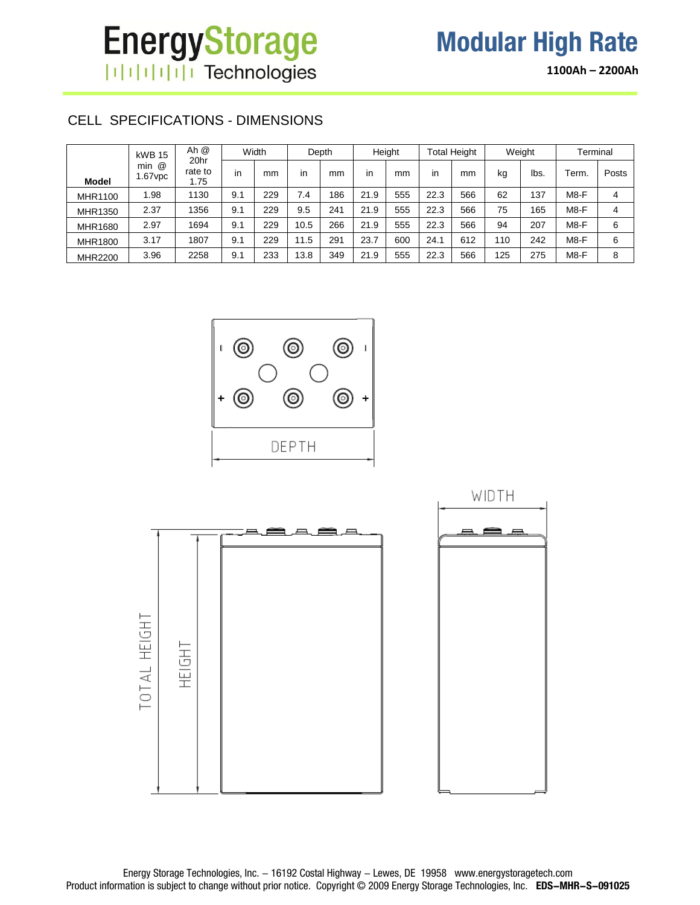**EnergyStorage Technologies**

# Modular High Rate

**1100Ah – 2200Ah**

## CELL SPECIFICATIONS - DIMENSIONS

| Model | kWB 15 min @ 1.67vpc | Ah @ 20hr rate to 1.75 | Width | | Depth | | Height | | Total Height | | Weight | | Terminal | |
|---|---|---|---|---|---|---|---|---|---|---|---|---|---|---|
| | | | in | mm | in | mm | in | mm | in | mm | kg | lbs. | Term. | Posts |
| MHR1100 | 1.98 | 1130 | 9.1 | 229 | 7.4 | 186 | 21.9 | 555 | 22.3 | 566 | 62 | 137 | M8-F | 4 |
| MHR1350 | 2.37 | 1356 | 9.1 | 229 | 9.5 | 241 | 21.9 | 555 | 22.3 | 566 | 75 | 165 | M8-F | 4 |
| MHR1680 | 2.97 | 1694 | 9.1 | 229 | 10.5 | 266 | 21.9 | 555 | 22.3 | 566 | 94 | 207 | M8-F | 6 |
| MHR1800 | 3.17 | 1807 | 9.1 | 229 | 11.5 | 291 | 23.7 | 600 | 24.1 | 612 | 110 | 242 | M8-F | 6 |
| MHR2200 | 3.96 | 2258 | 9.1 | 233 | 13.8 | 349 | 21.9 | 555 | 22.3 | 566 | 125 | 275 | M8-F | 8 |

DEPTH

WIDTH

TOTAL HEIGHT

HEIGHT

Energy Storage Technologies, Inc. – 16192 Costal Highway – Lewes, DE 19958 www.energystoragetech.com
Product information is subject to change without prior notice. Copyright © 2009 Energy Storage Technologies, Inc. **EDS–MHR–S–091025**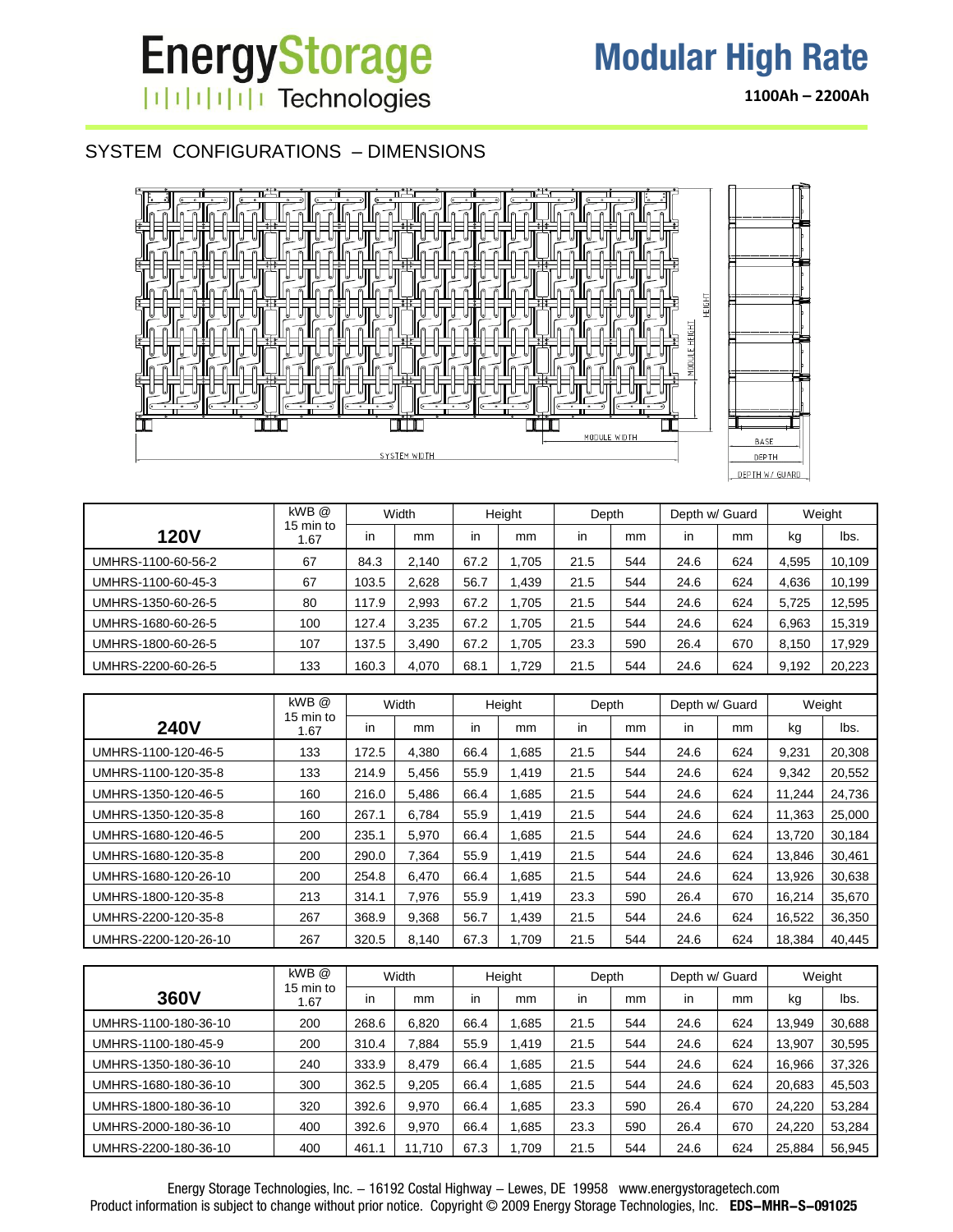# EnergyStorage Technologies

## Modular High Rate

**1100Ah – 2200Ah**

## SYSTEM CONFIGURATIONS – DIMENSIONS

| 120V | kWB @ 15 min to 1.67 | Width | | Height | | Depth | | Depth w/ Guard | | Weight | |
|---|---|---|---|---|---|---|---|---|---|---|---|
| | | in | mm | in | mm | in | mm | in | mm | kg | lbs. |
| UMHRS-1100-60-56-2 | 67 | 84.3 | 2,140 | 67.2 | 1,705 | 21.5 | 544 | 24.6 | 624 | 4,595 | 10,109 |
| UMHRS-1100-60-45-3 | 67 | 103.5 | 2,628 | 56.7 | 1,439 | 21.5 | 544 | 24.6 | 624 | 4,636 | 10,199 |
| UMHRS-1350-60-26-5 | 80 | 117.9 | 2,993 | 67.2 | 1,705 | 21.5 | 544 | 24.6 | 624 | 5,725 | 12,595 |
| UMHRS-1680-60-26-5 | 100 | 127.4 | 3,235 | 67.2 | 1,705 | 21.5 | 544 | 24.6 | 624 | 6,963 | 15,319 |
| UMHRS-1800-60-26-5 | 107 | 137.5 | 3,490 | 67.2 | 1,705 | 23.3 | 590 | 26.4 | 670 | 8,150 | 17,929 |
| UMHRS-2200-60-26-5 | 133 | 160.3 | 4,070 | 68.1 | 1,729 | 21.5 | 544 | 24.6 | 624 | 9,192 | 20,223 |

| 240V | kWB @ 15 min to 1.67 | Width | | Height | | Depth | | Depth w/ Guard | | Weight | |
|---|---|---|---|---|---|---|---|---|---|---|---|
| | | in | mm | in | mm | in | mm | in | mm | kg | lbs. |
| UMHRS-1100-120-46-5 | 133 | 172.5 | 4,380 | 66.4 | 1,685 | 21.5 | 544 | 24.6 | 624 | 9,231 | 20,308 |
| UMHRS-1100-120-35-8 | 133 | 214.9 | 5,456 | 55.9 | 1,419 | 21.5 | 544 | 24.6 | 624 | 9,342 | 20,552 |
| UMHRS-1350-120-46-5 | 160 | 216.0 | 5,486 | 66.4 | 1,685 | 21.5 | 544 | 24.6 | 624 | 11,244 | 24,736 |
| UMHRS-1350-120-35-8 | 160 | 267.1 | 6,784 | 55.9 | 1,419 | 21.5 | 544 | 24.6 | 624 | 11,363 | 25,000 |
| UMHRS-1680-120-46-5 | 200 | 235.1 | 5,970 | 66.4 | 1,685 | 21.5 | 544 | 24.6 | 624 | 13,720 | 30,184 |
| UMHRS-1680-120-35-8 | 200 | 290.0 | 7,364 | 55.9 | 1,419 | 21.5 | 544 | 24.6 | 624 | 13,846 | 30,461 |
| UMHRS-1680-120-26-10 | 200 | 254.8 | 6,470 | 66.4 | 1,685 | 21.5 | 544 | 24.6 | 624 | 13,926 | 30,638 |
| UMHRS-1800-120-35-8 | 213 | 314.1 | 7,976 | 55.9 | 1,419 | 23.3 | 590 | 26.4 | 670 | 16,214 | 35,670 |
| UMHRS-2200-120-35-8 | 267 | 368.9 | 9,368 | 56.7 | 1,439 | 21.5 | 544 | 24.6 | 624 | 16,522 | 36,350 |
| UMHRS-2200-120-26-10 | 267 | 320.5 | 8,140 | 67.3 | 1,709 | 21.5 | 544 | 24.6 | 624 | 18,384 | 40,445 |

| 360V | kWB @ 15 min to 1.67 | Width | | Height | | Depth | | Depth w/ Guard | | Weight | |
|---|---|---|---|---|---|---|---|---|---|---|---|
| | | in | mm | in | mm | in | mm | in | mm | kg | lbs. |
| UMHRS-1100-180-36-10 | 200 | 268.6 | 6,820 | 66.4 | 1,685 | 21.5 | 544 | 24.6 | 624 | 13,949 | 30,688 |
| UMHRS-1100-180-45-9 | 200 | 310.4 | 7,884 | 55.9 | 1,419 | 21.5 | 544 | 24.6 | 624 | 13,907 | 30,595 |
| UMHRS-1350-180-36-10 | 240 | 333.9 | 8,479 | 66.4 | 1,685 | 21.5 | 544 | 24.6 | 624 | 16,966 | 37,326 |
| UMHRS-1680-180-36-10 | 300 | 362.5 | 9,205 | 66.4 | 1,685 | 21.5 | 544 | 24.6 | 624 | 20,683 | 45,503 |
| UMHRS-1800-180-36-10 | 320 | 392.6 | 9,970 | 66.4 | 1,685 | 23.3 | 590 | 26.4 | 670 | 24,220 | 53,284 |
| UMHRS-2000-180-36-10 | 400 | 392.6 | 9,970 | 66.4 | 1,685 | 23.3 | 590 | 26.4 | 670 | 24,220 | 53,284 |
| UMHRS-2200-180-36-10 | 400 | 461.1 | 11,710 | 67.3 | 1,709 | 21.5 | 544 | 24.6 | 624 | 25,884 | 56,945 |

Energy Storage Technologies, Inc. – 16192 Costal Highway – Lewes, DE 19958 www.energystoragetech.com
Product information is subject to change without prior notice. Copyright © 2009 Energy Storage Technologies, Inc. **EDS–MHR–S–091025**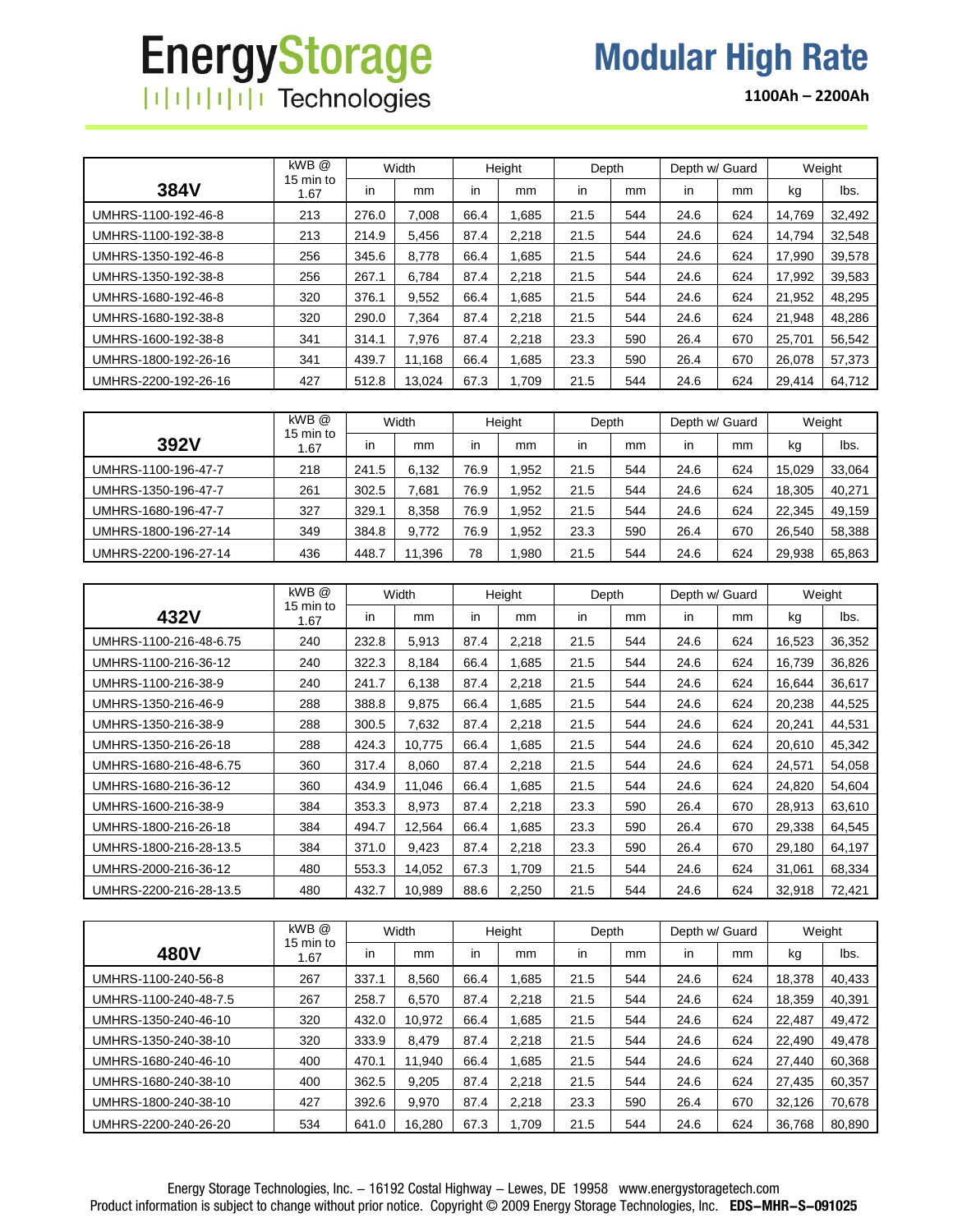# EnergyStorage Technologies

## Modular High Rate

**1100Ah – 2200Ah**

| 384V | kWB @ 15 min to 1.67 | Width | | Height | | Depth | | Depth w/ Guard | | Weight | |
|---|---|---|---|---|---|---|---|---|---|---|---|
| | | in | mm | in | mm | in | mm | in | mm | kg | lbs. |
| UMHRS-1100-192-46-8 | 213 | 276.0 | 7,008 | 66.4 | 1,685 | 21.5 | 544 | 24.6 | 624 | 14,769 | 32,492 |
| UMHRS-1100-192-38-8 | 213 | 214.9 | 5,456 | 87.4 | 2,218 | 21.5 | 544 | 24.6 | 624 | 14,794 | 32,548 |
| UMHRS-1350-192-46-8 | 256 | 345.6 | 8,778 | 66.4 | 1,685 | 21.5 | 544 | 24.6 | 624 | 17,990 | 39,578 |
| UMHRS-1350-192-38-8 | 256 | 267.1 | 6,784 | 87.4 | 2,218 | 21.5 | 544 | 24.6 | 624 | 17,992 | 39,583 |
| UMHRS-1680-192-46-8 | 320 | 376.1 | 9,552 | 66.4 | 1,685 | 21.5 | 544 | 24.6 | 624 | 21,952 | 48,295 |
| UMHRS-1680-192-38-8 | 320 | 290.0 | 7,364 | 87.4 | 2,218 | 21.5 | 544 | 24.6 | 624 | 21,948 | 48,286 |
| UMHRS-1600-192-38-8 | 341 | 314.1 | 7,976 | 87.4 | 2,218 | 23.3 | 590 | 26.4 | 670 | 25,701 | 56,542 |
| UMHRS-1800-192-26-16 | 341 | 439.7 | 11,168 | 66.4 | 1,685 | 23.3 | 590 | 26.4 | 670 | 26,078 | 57,373 |
| UMHRS-2200-192-26-16 | 427 | 512.8 | 13,024 | 67.3 | 1,709 | 21.5 | 544 | 24.6 | 624 | 29,414 | 64,712 |

| 392V | kWB @ 15 min to 1.67 | Width | | Height | | Depth | | Depth w/ Guard | | Weight | |
|---|---|---|---|---|---|---|---|---|---|---|---|
| | | in | mm | in | mm | in | mm | in | mm | kg | lbs. |
| UMHRS-1100-196-47-7 | 218 | 241.5 | 6,132 | 76.9 | 1,952 | 21.5 | 544 | 24.6 | 624 | 15,029 | 33,064 |
| UMHRS-1350-196-47-7 | 261 | 302.5 | 7,681 | 76.9 | 1,952 | 21.5 | 544 | 24.6 | 624 | 18,305 | 40,271 |
| UMHRS-1680-196-47-7 | 327 | 329.1 | 8,358 | 76.9 | 1,952 | 21.5 | 544 | 24.6 | 624 | 22,345 | 49,159 |
| UMHRS-1800-196-27-14 | 349 | 384.8 | 9,772 | 76.9 | 1,952 | 23.3 | 590 | 26.4 | 670 | 26,540 | 58,388 |
| UMHRS-2200-196-27-14 | 436 | 448.7 | 11,396 | 78 | 1,980 | 21.5 | 544 | 24.6 | 624 | 29,938 | 65,863 |

| 432V | kWB @ 15 min to 1.67 | Width | | Height | | Depth | | Depth w/ Guard | | Weight | |
|---|---|---|---|---|---|---|---|---|---|---|---|
| | | in | mm | in | mm | in | mm | in | mm | kg | lbs. |
| UMHRS-1100-216-48-6.75 | 240 | 232.8 | 5,913 | 87.4 | 2,218 | 21.5 | 544 | 24.6 | 624 | 16,523 | 36,352 |
| UMHRS-1100-216-36-12 | 240 | 322.3 | 8,184 | 66.4 | 1,685 | 21.5 | 544 | 24.6 | 624 | 16,739 | 36,826 |
| UMHRS-1100-216-38-9 | 240 | 241.7 | 6,138 | 87.4 | 2,218 | 21.5 | 544 | 24.6 | 624 | 16,644 | 36,617 |
| UMHRS-1350-216-46-9 | 288 | 388.8 | 9,875 | 66.4 | 1,685 | 21.5 | 544 | 24.6 | 624 | 20,238 | 44,525 |
| UMHRS-1350-216-38-9 | 288 | 300.5 | 7,632 | 87.4 | 2,218 | 21.5 | 544 | 24.6 | 624 | 20,241 | 44,531 |
| UMHRS-1350-216-26-18 | 288 | 424.3 | 10,775 | 66.4 | 1,685 | 21.5 | 544 | 24.6 | 624 | 20,610 | 45,342 |
| UMHRS-1680-216-48-6.75 | 360 | 317.4 | 8,060 | 87.4 | 2,218 | 21.5 | 544 | 24.6 | 624 | 24,571 | 54,058 |
| UMHRS-1680-216-36-12 | 360 | 434.9 | 11,046 | 66.4 | 1,685 | 21.5 | 544 | 24.6 | 624 | 24,820 | 54,604 |
| UMHRS-1600-216-38-9 | 384 | 353.3 | 8,973 | 87.4 | 2,218 | 23.3 | 590 | 26.4 | 670 | 28,913 | 63,610 |
| UMHRS-1800-216-26-18 | 384 | 494.7 | 12,564 | 66.4 | 1,685 | 23.3 | 590 | 26.4 | 670 | 29,338 | 64,545 |
| UMHRS-1800-216-28-13.5 | 384 | 371.0 | 9,423 | 87.4 | 2,218 | 23.3 | 590 | 26.4 | 670 | 29,180 | 64,197 |
| UMHRS-2000-216-36-12 | 480 | 553.3 | 14,052 | 67.3 | 1,709 | 21.5 | 544 | 24.6 | 624 | 31,061 | 68,334 |
| UMHRS-2200-216-28-13.5 | 480 | 432.7 | 10,989 | 88.6 | 2,250 | 21.5 | 544 | 24.6 | 624 | 32,918 | 72,421 |

| 480V | kWB @ 15 min to 1.67 | Width | | Height | | Depth | | Depth w/ Guard | | Weight | |
|---|---|---|---|---|---|---|---|---|---|---|---|
| | | in | mm | in | mm | in | mm | in | mm | kg | lbs. |
| UMHRS-1100-240-56-8 | 267 | 337.1 | 8,560 | 66.4 | 1,685 | 21.5 | 544 | 24.6 | 624 | 18,378 | 40,433 |
| UMHRS-1100-240-48-7.5 | 267 | 258.7 | 6,570 | 87.4 | 2,218 | 21.5 | 544 | 24.6 | 624 | 18,359 | 40,391 |
| UMHRS-1350-240-46-10 | 320 | 432.0 | 10,972 | 66.4 | 1,685 | 21.5 | 544 | 24.6 | 624 | 22,487 | 49,472 |
| UMHRS-1350-240-38-10 | 320 | 333.9 | 8,479 | 87.4 | 2,218 | 21.5 | 544 | 24.6 | 624 | 22,490 | 49,478 |
| UMHRS-1680-240-46-10 | 400 | 470.1 | 11,940 | 66.4 | 1,685 | 21.5 | 544 | 24.6 | 624 | 27,440 | 60,368 |
| UMHRS-1680-240-38-10 | 400 | 362.5 | 9,205 | 87.4 | 2,218 | 21.5 | 544 | 24.6 | 624 | 27,435 | 60,357 |
| UMHRS-1800-240-38-10 | 427 | 392.6 | 9,970 | 87.4 | 2,218 | 23.3 | 590 | 26.4 | 670 | 32,126 | 70,678 |
| UMHRS-2200-240-26-20 | 534 | 641.0 | 16,280 | 67.3 | 1,709 | 21.5 | 544 | 24.6 | 624 | 36,768 | 80,890 |

Energy Storage Technologies, Inc. – 16192 Costal Highway – Lewes, DE 19958 www.energystoragetech.com
Product information is subject to change without prior notice. Copyright © 2009 Energy Storage Technologies, Inc. **EDS–MHR–S–091025**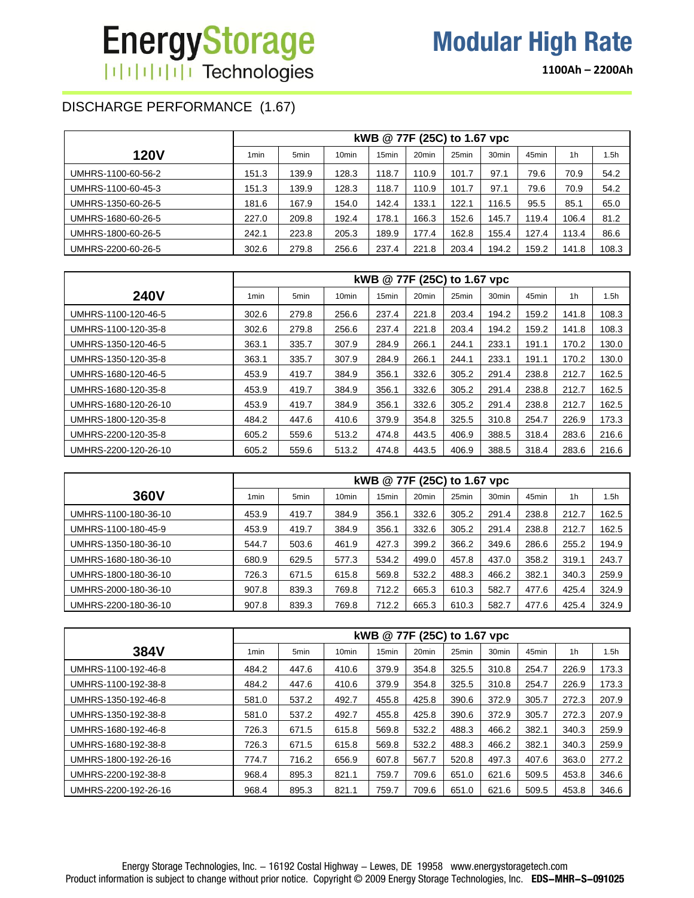# EnergyStorage Technologies

## Modular High Rate

**1100Ah – 2200Ah**

## DISCHARGE PERFORMANCE (1.67)

| 120V | kWB @ 77F (25C) to 1.67 vpc | | | | | | | | | |
|---|---|---|---|---|---|---|---|---|---|---|
| | 1min | 5min | 10min | 15min | 20min | 25min | 30min | 45min | 1h | 1.5h |
| UMHRS-1100-60-56-2 | 151.3 | 139.9 | 128.3 | 118.7 | 110.9 | 101.7 | 97.1 | 79.6 | 70.9 | 54.2 |
| UMHRS-1100-60-45-3 | 151.3 | 139.9 | 128.3 | 118.7 | 110.9 | 101.7 | 97.1 | 79.6 | 70.9 | 54.2 |
| UMHRS-1350-60-26-5 | 181.6 | 167.9 | 154.0 | 142.4 | 133.1 | 122.1 | 116.5 | 95.5 | 85.1 | 65.0 |
| UMHRS-1680-60-26-5 | 227.0 | 209.8 | 192.4 | 178.1 | 166.3 | 152.6 | 145.7 | 119.4 | 106.4 | 81.2 |
| UMHRS-1800-60-26-5 | 242.1 | 223.8 | 205.3 | 189.9 | 177.4 | 162.8 | 155.4 | 127.4 | 113.4 | 86.6 |
| UMHRS-2200-60-26-5 | 302.6 | 279.8 | 256.6 | 237.4 | 221.8 | 203.4 | 194.2 | 159.2 | 141.8 | 108.3 |

| 240V | kWB @ 77F (25C) to 1.67 vpc | | | | | | | | | |
|---|---|---|---|---|---|---|---|---|---|---|
| | 1min | 5min | 10min | 15min | 20min | 25min | 30min | 45min | 1h | 1.5h |
| UMHRS-1100-120-46-5 | 302.6 | 279.8 | 256.6 | 237.4 | 221.8 | 203.4 | 194.2 | 159.2 | 141.8 | 108.3 |
| UMHRS-1100-120-35-8 | 302.6 | 279.8 | 256.6 | 237.4 | 221.8 | 203.4 | 194.2 | 159.2 | 141.8 | 108.3 |
| UMHRS-1350-120-46-5 | 363.1 | 335.7 | 307.9 | 284.9 | 266.1 | 244.1 | 233.1 | 191.1 | 170.2 | 130.0 |
| UMHRS-1350-120-35-8 | 363.1 | 335.7 | 307.9 | 284.9 | 266.1 | 244.1 | 233.1 | 191.1 | 170.2 | 130.0 |
| UMHRS-1680-120-46-5 | 453.9 | 419.7 | 384.9 | 356.1 | 332.6 | 305.2 | 291.4 | 238.8 | 212.7 | 162.5 |
| UMHRS-1680-120-35-8 | 453.9 | 419.7 | 384.9 | 356.1 | 332.6 | 305.2 | 291.4 | 238.8 | 212.7 | 162.5 |
| UMHRS-1680-120-26-10 | 453.9 | 419.7 | 384.9 | 356.1 | 332.6 | 305.2 | 291.4 | 238.8 | 212.7 | 162.5 |
| UMHRS-1800-120-35-8 | 484.2 | 447.6 | 410.6 | 379.9 | 354.8 | 325.5 | 310.8 | 254.7 | 226.9 | 173.3 |
| UMHRS-2200-120-35-8 | 605.2 | 559.6 | 513.2 | 474.8 | 443.5 | 406.9 | 388.5 | 318.4 | 283.6 | 216.6 |
| UMHRS-2200-120-26-10 | 605.2 | 559.6 | 513.2 | 474.8 | 443.5 | 406.9 | 388.5 | 318.4 | 283.6 | 216.6 |

| 360V | kWB @ 77F (25C) to 1.67 vpc | | | | | | | | | |
|---|---|---|---|---|---|---|---|---|---|---|
| | 1min | 5min | 10min | 15min | 20min | 25min | 30min | 45min | 1h | 1.5h |
| UMHRS-1100-180-36-10 | 453.9 | 419.7 | 384.9 | 356.1 | 332.6 | 305.2 | 291.4 | 238.8 | 212.7 | 162.5 |
| UMHRS-1100-180-45-9 | 453.9 | 419.7 | 384.9 | 356.1 | 332.6 | 305.2 | 291.4 | 238.8 | 212.7 | 162.5 |
| UMHRS-1350-180-36-10 | 544.7 | 503.6 | 461.9 | 427.3 | 399.2 | 366.2 | 349.6 | 286.6 | 255.2 | 194.9 |
| UMHRS-1680-180-36-10 | 680.9 | 629.5 | 577.3 | 534.2 | 499.0 | 457.8 | 437.0 | 358.2 | 319.1 | 243.7 |
| UMHRS-1800-180-36-10 | 726.3 | 671.5 | 615.8 | 569.8 | 532.2 | 488.3 | 466.2 | 382.1 | 340.3 | 259.9 |
| UMHRS-2000-180-36-10 | 907.8 | 839.3 | 769.8 | 712.2 | 665.3 | 610.3 | 582.7 | 477.6 | 425.4 | 324.9 |
| UMHRS-2200-180-36-10 | 907.8 | 839.3 | 769.8 | 712.2 | 665.3 | 610.3 | 582.7 | 477.6 | 425.4 | 324.9 |

| 384V | kWB @ 77F (25C) to 1.67 vpc | | | | | | | | | |
|---|---|---|---|---|---|---|---|---|---|---|
| | 1min | 5min | 10min | 15min | 20min | 25min | 30min | 45min | 1h | 1.5h |
| UMHRS-1100-192-46-8 | 484.2 | 447.6 | 410.6 | 379.9 | 354.8 | 325.5 | 310.8 | 254.7 | 226.9 | 173.3 |
| UMHRS-1100-192-38-8 | 484.2 | 447.6 | 410.6 | 379.9 | 354.8 | 325.5 | 310.8 | 254.7 | 226.9 | 173.3 |
| UMHRS-1350-192-46-8 | 581.0 | 537.2 | 492.7 | 455.8 | 425.8 | 390.6 | 372.9 | 305.7 | 272.3 | 207.9 |
| UMHRS-1350-192-38-8 | 581.0 | 537.2 | 492.7 | 455.8 | 425.8 | 390.6 | 372.9 | 305.7 | 272.3 | 207.9 |
| UMHRS-1680-192-46-8 | 726.3 | 671.5 | 615.8 | 569.8 | 532.2 | 488.3 | 466.2 | 382.1 | 340.3 | 259.9 |
| UMHRS-1680-192-38-8 | 726.3 | 671.5 | 615.8 | 569.8 | 532.2 | 488.3 | 466.2 | 382.1 | 340.3 | 259.9 |
| UMHRS-1800-192-26-16 | 774.7 | 716.2 | 656.9 | 607.8 | 567.7 | 520.8 | 497.3 | 407.6 | 363.0 | 277.2 |
| UMHRS-2200-192-38-8 | 968.4 | 895.3 | 821.1 | 759.7 | 709.6 | 651.0 | 621.6 | 509.5 | 453.8 | 346.6 |
| UMHRS-2200-192-26-16 | 968.4 | 895.3 | 821.1 | 759.7 | 709.6 | 651.0 | 621.6 | 509.5 | 453.8 | 346.6 |

Energy Storage Technologies, Inc. – 16192 Costal Highway – Lewes, DE 19958 www.energystoragetech.com
Product information is subject to change without prior notice. Copyright © 2009 Energy Storage Technologies, Inc. **EDS–MHR–S–091025**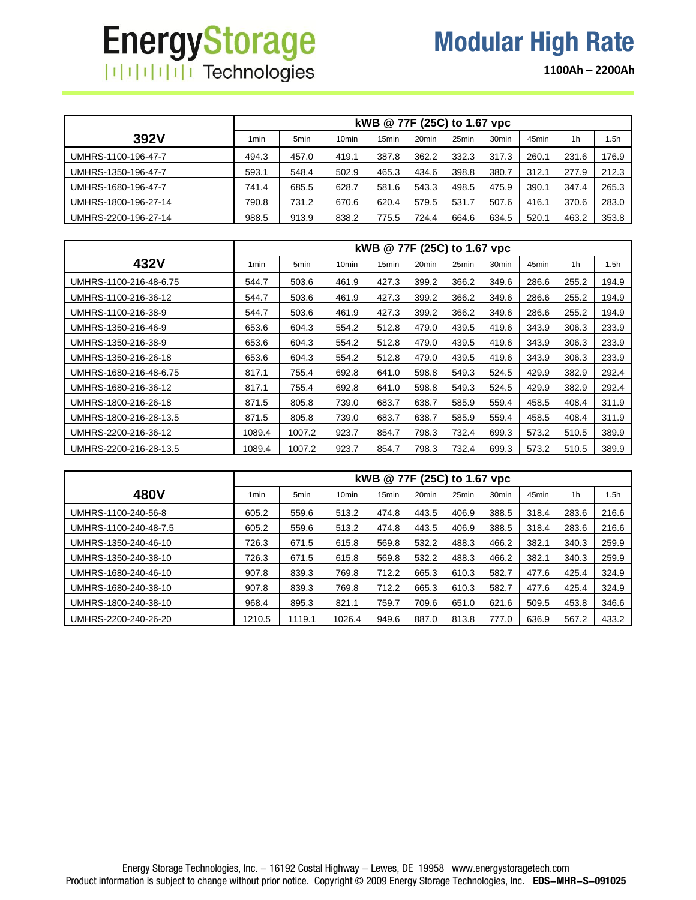# EnergyStorage Technologies

## Modular High Rate

**1100Ah – 2200Ah**

| 392V | kWB @ 77F (25C) to 1.67 vpc | | | | | | | | | |
|---|---|---|---|---|---|---|---|---|---|---|
| | 1min | 5min | 10min | 15min | 20min | 25min | 30min | 45min | 1h | 1.5h |
| UMHRS-1100-196-47-7 | 494.3 | 457.0 | 419.1 | 387.8 | 362.2 | 332.3 | 317.3 | 260.1 | 231.6 | 176.9 |
| UMHRS-1350-196-47-7 | 593.1 | 548.4 | 502.9 | 465.3 | 434.6 | 398.8 | 380.7 | 312.1 | 277.9 | 212.3 |
| UMHRS-1680-196-47-7 | 741.4 | 685.5 | 628.7 | 581.6 | 543.3 | 498.5 | 475.9 | 390.1 | 347.4 | 265.3 |
| UMHRS-1800-196-27-14 | 790.8 | 731.2 | 670.6 | 620.4 | 579.5 | 531.7 | 507.6 | 416.1 | 370.6 | 283.0 |
| UMHRS-2200-196-27-14 | 988.5 | 913.9 | 838.2 | 775.5 | 724.4 | 664.6 | 634.5 | 520.1 | 463.2 | 353.8 |

| 432V | kWB @ 77F (25C) to 1.67 vpc | | | | | | | | | |
|---|---|---|---|---|---|---|---|---|---|---|
| | 1min | 5min | 10min | 15min | 20min | 25min | 30min | 45min | 1h | 1.5h |
| UMHRS-1100-216-48-6.75 | 544.7 | 503.6 | 461.9 | 427.3 | 399.2 | 366.2 | 349.6 | 286.6 | 255.2 | 194.9 |
| UMHRS-1100-216-36-12 | 544.7 | 503.6 | 461.9 | 427.3 | 399.2 | 366.2 | 349.6 | 286.6 | 255.2 | 194.9 |
| UMHRS-1100-216-38-9 | 544.7 | 503.6 | 461.9 | 427.3 | 399.2 | 366.2 | 349.6 | 286.6 | 255.2 | 194.9 |
| UMHRS-1350-216-46-9 | 653.6 | 604.3 | 554.2 | 512.8 | 479.0 | 439.5 | 419.6 | 343.9 | 306.3 | 233.9 |
| UMHRS-1350-216-38-9 | 653.6 | 604.3 | 554.2 | 512.8 | 479.0 | 439.5 | 419.6 | 343.9 | 306.3 | 233.9 |
| UMHRS-1350-216-26-18 | 653.6 | 604.3 | 554.2 | 512.8 | 479.0 | 439.5 | 419.6 | 343.9 | 306.3 | 233.9 |
| UMHRS-1680-216-48-6.75 | 817.1 | 755.4 | 692.8 | 641.0 | 598.8 | 549.3 | 524.5 | 429.9 | 382.9 | 292.4 |
| UMHRS-1680-216-36-12 | 817.1 | 755.4 | 692.8 | 641.0 | 598.8 | 549.3 | 524.5 | 429.9 | 382.9 | 292.4 |
| UMHRS-1800-216-26-18 | 871.5 | 805.8 | 739.0 | 683.7 | 638.7 | 585.9 | 559.4 | 458.5 | 408.4 | 311.9 |
| UMHRS-1800-216-28-13.5 | 871.5 | 805.8 | 739.0 | 683.7 | 638.7 | 585.9 | 559.4 | 458.5 | 408.4 | 311.9 |
| UMHRS-2200-216-36-12 | 1089.4 | 1007.2 | 923.7 | 854.7 | 798.3 | 732.4 | 699.3 | 573.2 | 510.5 | 389.9 |
| UMHRS-2200-216-28-13.5 | 1089.4 | 1007.2 | 923.7 | 854.7 | 798.3 | 732.4 | 699.3 | 573.2 | 510.5 | 389.9 |

| 480V | kWB @ 77F (25C) to 1.67 vpc | | | | | | | | | |
|---|---|---|---|---|---|---|---|---|---|---|
| | 1min | 5min | 10min | 15min | 20min | 25min | 30min | 45min | 1h | 1.5h |
| UMHRS-1100-240-56-8 | 605.2 | 559.6 | 513.2 | 474.8 | 443.5 | 406.9 | 388.5 | 318.4 | 283.6 | 216.6 |
| UMHRS-1100-240-48-7.5 | 605.2 | 559.6 | 513.2 | 474.8 | 443.5 | 406.9 | 388.5 | 318.4 | 283.6 | 216.6 |
| UMHRS-1350-240-46-10 | 726.3 | 671.5 | 615.8 | 569.8 | 532.2 | 488.3 | 466.2 | 382.1 | 340.3 | 259.9 |
| UMHRS-1350-240-38-10 | 726.3 | 671.5 | 615.8 | 569.8 | 532.2 | 488.3 | 466.2 | 382.1 | 340.3 | 259.9 |
| UMHRS-1680-240-46-10 | 907.8 | 839.3 | 769.8 | 712.2 | 665.3 | 610.3 | 582.7 | 477.6 | 425.4 | 324.9 |
| UMHRS-1680-240-38-10 | 907.8 | 839.3 | 769.8 | 712.2 | 665.3 | 610.3 | 582.7 | 477.6 | 425.4 | 324.9 |
| UMHRS-1800-240-38-10 | 968.4 | 895.3 | 821.1 | 759.7 | 709.6 | 651.0 | 621.6 | 509.5 | 453.8 | 346.6 |
| UMHRS-2200-240-26-20 | 1210.5 | 1119.1 | 1026.4 | 949.6 | 887.0 | 813.8 | 777.0 | 636.9 | 567.2 | 433.2 |

Energy Storage Technologies, Inc. – 16192 Costal Highway – Lewes, DE 19958 www.energystoragetech.com
Product information is subject to change without prior notice. Copyright © 2009 Energy Storage Technologies, Inc. **EDS–MHR–S–091025**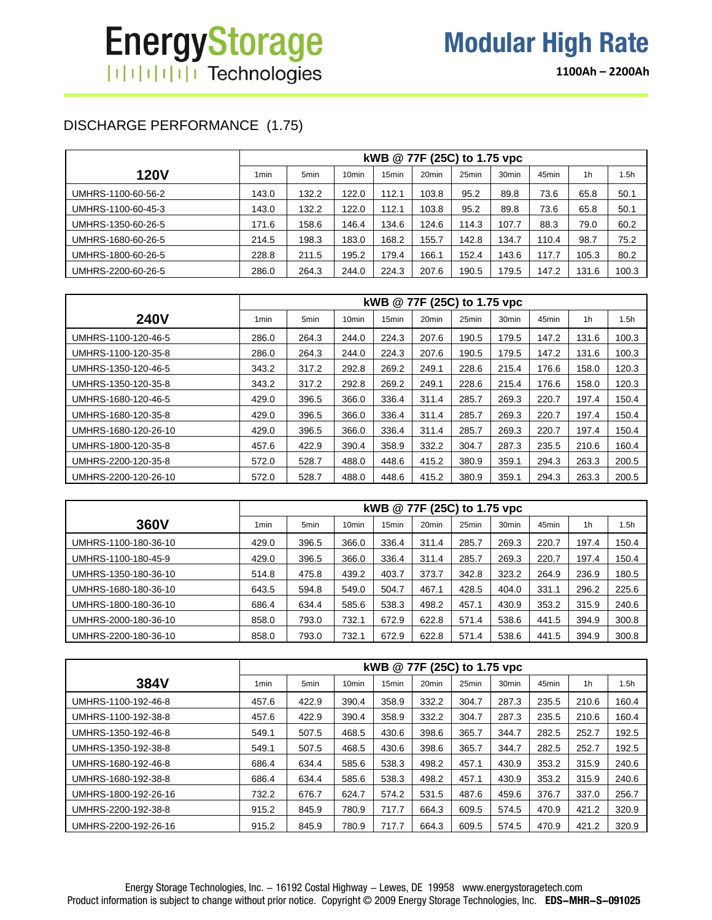EnergyStorage Technologies

# Modular High Rate

**1100Ah – 2200Ah**

## DISCHARGE PERFORMANCE (1.75)

| 120V | kWB @ 77F (25C) to 1.75 vpc | | | | | | | | | |
|---|---|---|---|---|---|---|---|---|---|---|
| | 1min | 5min | 10min | 15min | 20min | 25min | 30min | 45min | 1h | 1.5h |
| UMHRS-1100-60-56-2 | 143.0 | 132.2 | 122.0 | 112.1 | 103.8 | 95.2 | 89.8 | 73.6 | 65.8 | 50.1 |
| UMHRS-1100-60-45-3 | 143.0 | 132.2 | 122.0 | 112.1 | 103.8 | 95.2 | 89.8 | 73.6 | 65.8 | 50.1 |
| UMHRS-1350-60-26-5 | 171.6 | 158.6 | 146.4 | 134.6 | 124.6 | 114.3 | 107.7 | 88.3 | 79.0 | 60.2 |
| UMHRS-1680-60-26-5 | 214.5 | 198.3 | 183.0 | 168.2 | 155.7 | 142.8 | 134.7 | 110.4 | 98.7 | 75.2 |
| UMHRS-1800-60-26-5 | 228.8 | 211.5 | 195.2 | 179.4 | 166.1 | 152.4 | 143.6 | 117.7 | 105.3 | 80.2 |
| UMHRS-2200-60-26-5 | 286.0 | 264.3 | 244.0 | 224.3 | 207.6 | 190.5 | 179.5 | 147.2 | 131.6 | 100.3 |

| 240V | kWB @ 77F (25C) to 1.75 vpc | | | | | | | | | |
|---|---|---|---|---|---|---|---|---|---|---|
| | 1min | 5min | 10min | 15min | 20min | 25min | 30min | 45min | 1h | 1.5h |
| UMHRS-1100-120-46-5 | 286.0 | 264.3 | 244.0 | 224.3 | 207.6 | 190.5 | 179.5 | 147.2 | 131.6 | 100.3 |
| UMHRS-1100-120-35-8 | 286.0 | 264.3 | 244.0 | 224.3 | 207.6 | 190.5 | 179.5 | 147.2 | 131.6 | 100.3 |
| UMHRS-1350-120-46-5 | 343.2 | 317.2 | 292.8 | 269.2 | 249.1 | 228.6 | 215.4 | 176.6 | 158.0 | 120.3 |
| UMHRS-1350-120-35-8 | 343.2 | 317.2 | 292.8 | 269.2 | 249.1 | 228.6 | 215.4 | 176.6 | 158.0 | 120.3 |
| UMHRS-1680-120-46-5 | 429.0 | 396.5 | 366.0 | 336.4 | 311.4 | 285.7 | 269.3 | 220.7 | 197.4 | 150.4 |
| UMHRS-1680-120-35-8 | 429.0 | 396.5 | 366.0 | 336.4 | 311.4 | 285.7 | 269.3 | 220.7 | 197.4 | 150.4 |
| UMHRS-1680-120-26-10 | 429.0 | 396.5 | 366.0 | 336.4 | 311.4 | 285.7 | 269.3 | 220.7 | 197.4 | 150.4 |
| UMHRS-1800-120-35-8 | 457.6 | 422.9 | 390.4 | 358.9 | 332.2 | 304.7 | 287.3 | 235.5 | 210.6 | 160.4 |
| UMHRS-2200-120-35-8 | 572.0 | 528.7 | 488.0 | 448.6 | 415.2 | 380.9 | 359.1 | 294.3 | 263.3 | 200.5 |
| UMHRS-2200-120-26-10 | 572.0 | 528.7 | 488.0 | 448.6 | 415.2 | 380.9 | 359.1 | 294.3 | 263.3 | 200.5 |

| 360V | kWB @ 77F (25C) to 1.75 vpc | | | | | | | | | |
|---|---|---|---|---|---|---|---|---|---|---|
| | 1min | 5min | 10min | 15min | 20min | 25min | 30min | 45min | 1h | 1.5h |
| UMHRS-1100-180-36-10 | 429.0 | 396.5 | 366.0 | 336.4 | 311.4 | 285.7 | 269.3 | 220.7 | 197.4 | 150.4 |
| UMHRS-1100-180-45-9 | 429.0 | 396.5 | 366.0 | 336.4 | 311.4 | 285.7 | 269.3 | 220.7 | 197.4 | 150.4 |
| UMHRS-1350-180-36-10 | 514.8 | 475.8 | 439.2 | 403.7 | 373.7 | 342.8 | 323.2 | 264.9 | 236.9 | 180.5 |
| UMHRS-1680-180-36-10 | 643.5 | 594.8 | 549.0 | 504.7 | 467.1 | 428.5 | 404.0 | 331.1 | 296.2 | 225.6 |
| UMHRS-1800-180-36-10 | 686.4 | 634.4 | 585.6 | 538.3 | 498.2 | 457.1 | 430.9 | 353.2 | 315.9 | 240.6 |
| UMHRS-2000-180-36-10 | 858.0 | 793.0 | 732.1 | 672.9 | 622.8 | 571.4 | 538.6 | 441.5 | 394.9 | 300.8 |
| UMHRS-2200-180-36-10 | 858.0 | 793.0 | 732.1 | 672.9 | 622.8 | 571.4 | 538.6 | 441.5 | 394.9 | 300.8 |

| 384V | kWB @ 77F (25C) to 1.75 vpc | | | | | | | | | |
|---|---|---|---|---|---|---|---|---|---|---|
| | 1min | 5min | 10min | 15min | 20min | 25min | 30min | 45min | 1h | 1.5h |
| UMHRS-1100-192-46-8 | 457.6 | 422.9 | 390.4 | 358.9 | 332.2 | 304.7 | 287.3 | 235.5 | 210.6 | 160.4 |
| UMHRS-1100-192-38-8 | 457.6 | 422.9 | 390.4 | 358.9 | 332.2 | 304.7 | 287.3 | 235.5 | 210.6 | 160.4 |
| UMHRS-1350-192-46-8 | 549.1 | 507.5 | 468.5 | 430.6 | 398.6 | 365.7 | 344.7 | 282.5 | 252.7 | 192.5 |
| UMHRS-1350-192-38-8 | 549.1 | 507.5 | 468.5 | 430.6 | 398.6 | 365.7 | 344.7 | 282.5 | 252.7 | 192.5 |
| UMHRS-1680-192-46-8 | 686.4 | 634.4 | 585.6 | 538.3 | 498.2 | 457.1 | 430.9 | 353.2 | 315.9 | 240.6 |
| UMHRS-1680-192-38-8 | 686.4 | 634.4 | 585.6 | 538.3 | 498.2 | 457.1 | 430.9 | 353.2 | 315.9 | 240.6 |
| UMHRS-1800-192-26-16 | 732.2 | 676.7 | 624.7 | 574.2 | 531.5 | 487.6 | 459.6 | 376.7 | 337.0 | 256.7 |
| UMHRS-2200-192-38-8 | 915.2 | 845.9 | 780.9 | 717.7 | 664.3 | 609.5 | 574.5 | 470.9 | 421.2 | 320.9 |
| UMHRS-2200-192-26-16 | 915.2 | 845.9 | 780.9 | 717.7 | 664.3 | 609.5 | 574.5 | 470.9 | 421.2 | 320.9 |

Energy Storage Technologies, Inc. – 16192 Costal Highway – Lewes, DE 19958 www.energystoragetech.com
Product information is subject to change without prior notice. Copyright © 2009 Energy Storage Technologies, Inc. **EDS–MHR–S–091025**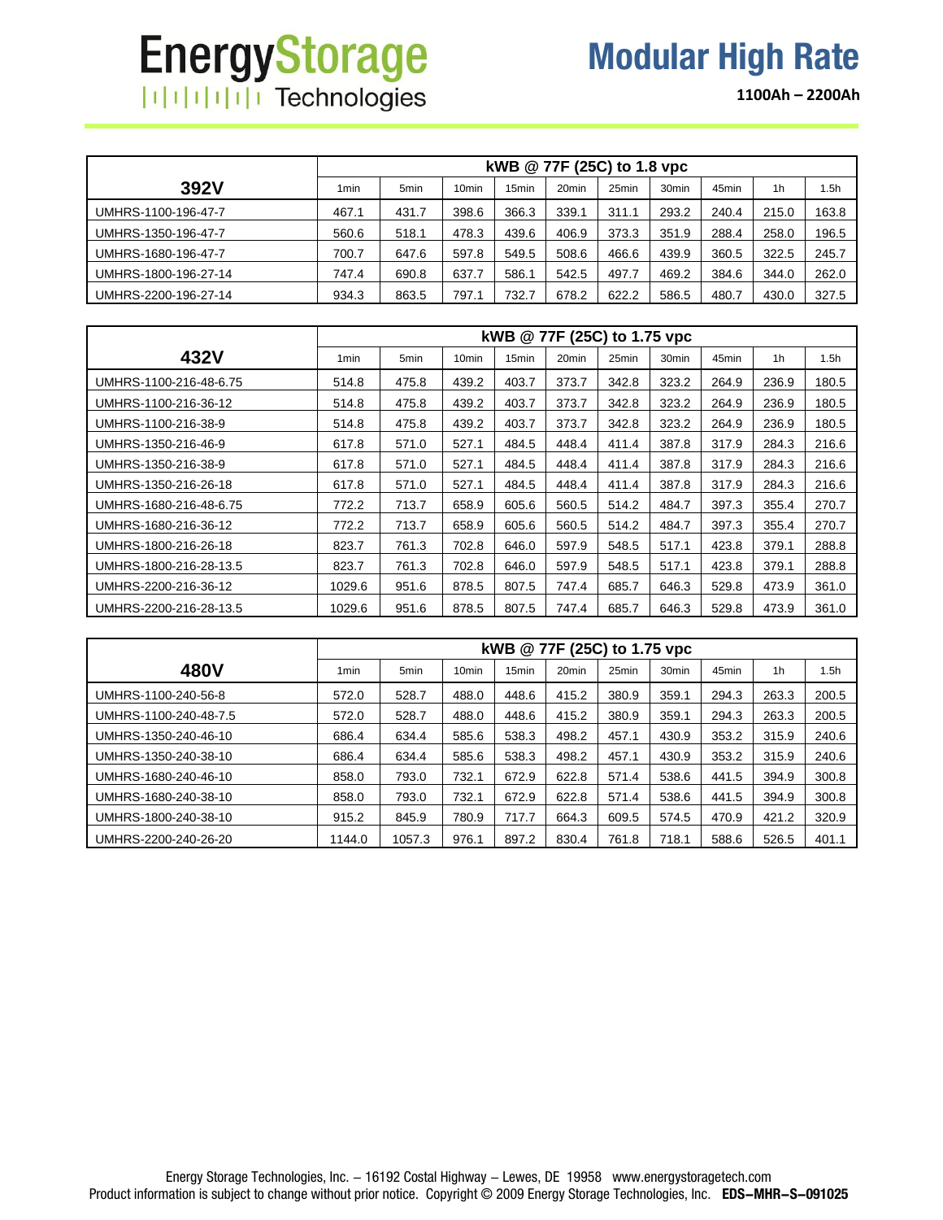# EnergyStorage Technologies

## Modular High Rate

**1100Ah – 2200Ah**

| 392V | kWB @ 77F (25C) to 1.8 vpc | | | | | | | | | |
|---|---|---|---|---|---|---|---|---|---|---|
| | 1min | 5min | 10min | 15min | 20min | 25min | 30min | 45min | 1h | 1.5h |
| UMHRS-1100-196-47-7 | 467.1 | 431.7 | 398.6 | 366.3 | 339.1 | 311.1 | 293.2 | 240.4 | 215.0 | 163.8 |
| UMHRS-1350-196-47-7 | 560.6 | 518.1 | 478.3 | 439.6 | 406.9 | 373.3 | 351.9 | 288.4 | 258.0 | 196.5 |
| UMHRS-1680-196-47-7 | 700.7 | 647.6 | 597.8 | 549.5 | 508.6 | 466.6 | 439.9 | 360.5 | 322.5 | 245.7 |
| UMHRS-1800-196-27-14 | 747.4 | 690.8 | 637.7 | 586.1 | 542.5 | 497.7 | 469.2 | 384.6 | 344.0 | 262.0 |
| UMHRS-2200-196-27-14 | 934.3 | 863.5 | 797.1 | 732.7 | 678.2 | 622.2 | 586.5 | 480.7 | 430.0 | 327.5 |

| 432V | kWB @ 77F (25C) to 1.75 vpc | | | | | | | | | |
|---|---|---|---|---|---|---|---|---|---|---|
| | 1min | 5min | 10min | 15min | 20min | 25min | 30min | 45min | 1h | 1.5h |
| UMHRS-1100-216-48-6.75 | 514.8 | 475.8 | 439.2 | 403.7 | 373.7 | 342.8 | 323.2 | 264.9 | 236.9 | 180.5 |
| UMHRS-1100-216-36-12 | 514.8 | 475.8 | 439.2 | 403.7 | 373.7 | 342.8 | 323.2 | 264.9 | 236.9 | 180.5 |
| UMHRS-1100-216-38-9 | 514.8 | 475.8 | 439.2 | 403.7 | 373.7 | 342.8 | 323.2 | 264.9 | 236.9 | 180.5 |
| UMHRS-1350-216-46-9 | 617.8 | 571.0 | 527.1 | 484.5 | 448.4 | 411.4 | 387.8 | 317.9 | 284.3 | 216.6 |
| UMHRS-1350-216-38-9 | 617.8 | 571.0 | 527.1 | 484.5 | 448.4 | 411.4 | 387.8 | 317.9 | 284.3 | 216.6 |
| UMHRS-1350-216-26-18 | 617.8 | 571.0 | 527.1 | 484.5 | 448.4 | 411.4 | 387.8 | 317.9 | 284.3 | 216.6 |
| UMHRS-1680-216-48-6.75 | 772.2 | 713.7 | 658.9 | 605.6 | 560.5 | 514.2 | 484.7 | 397.3 | 355.4 | 270.7 |
| UMHRS-1680-216-36-12 | 772.2 | 713.7 | 658.9 | 605.6 | 560.5 | 514.2 | 484.7 | 397.3 | 355.4 | 270.7 |
| UMHRS-1800-216-26-18 | 823.7 | 761.3 | 702.8 | 646.0 | 597.9 | 548.5 | 517.1 | 423.8 | 379.1 | 288.8 |
| UMHRS-1800-216-28-13.5 | 823.7 | 761.3 | 702.8 | 646.0 | 597.9 | 548.5 | 517.1 | 423.8 | 379.1 | 288.8 |
| UMHRS-2200-216-36-12 | 1029.6 | 951.6 | 878.5 | 807.5 | 747.4 | 685.7 | 646.3 | 529.8 | 473.9 | 361.0 |
| UMHRS-2200-216-28-13.5 | 1029.6 | 951.6 | 878.5 | 807.5 | 747.4 | 685.7 | 646.3 | 529.8 | 473.9 | 361.0 |

| 480V | kWB @ 77F (25C) to 1.75 vpc | | | | | | | | | |
|---|---|---|---|---|---|---|---|---|---|---|
| | 1min | 5min | 10min | 15min | 20min | 25min | 30min | 45min | 1h | 1.5h |
| UMHRS-1100-240-56-8 | 572.0 | 528.7 | 488.0 | 448.6 | 415.2 | 380.9 | 359.1 | 294.3 | 263.3 | 200.5 |
| UMHRS-1100-240-48-7.5 | 572.0 | 528.7 | 488.0 | 448.6 | 415.2 | 380.9 | 359.1 | 294.3 | 263.3 | 200.5 |
| UMHRS-1350-240-46-10 | 686.4 | 634.4 | 585.6 | 538.3 | 498.2 | 457.1 | 430.9 | 353.2 | 315.9 | 240.6 |
| UMHRS-1350-240-38-10 | 686.4 | 634.4 | 585.6 | 538.3 | 498.2 | 457.1 | 430.9 | 353.2 | 315.9 | 240.6 |
| UMHRS-1680-240-46-10 | 858.0 | 793.0 | 732.1 | 672.9 | 622.8 | 571.4 | 538.6 | 441.5 | 394.9 | 300.8 |
| UMHRS-1680-240-38-10 | 858.0 | 793.0 | 732.1 | 672.9 | 622.8 | 571.4 | 538.6 | 441.5 | 394.9 | 300.8 |
| UMHRS-1800-240-38-10 | 915.2 | 845.9 | 780.9 | 717.7 | 664.3 | 609.5 | 574.5 | 470.9 | 421.2 | 320.9 |
| UMHRS-2200-240-26-20 | 1144.0 | 1057.3 | 976.1 | 897.2 | 830.4 | 761.8 | 718.1 | 588.6 | 526.5 | 401.1 |

Energy Storage Technologies, Inc. – 16192 Costal Highway – Lewes, DE 19958 www.energystoragetech.com
Product information is subject to change without prior notice. Copyright © 2009 Energy Storage Technologies, Inc. **EDS–MHR–S–091025**